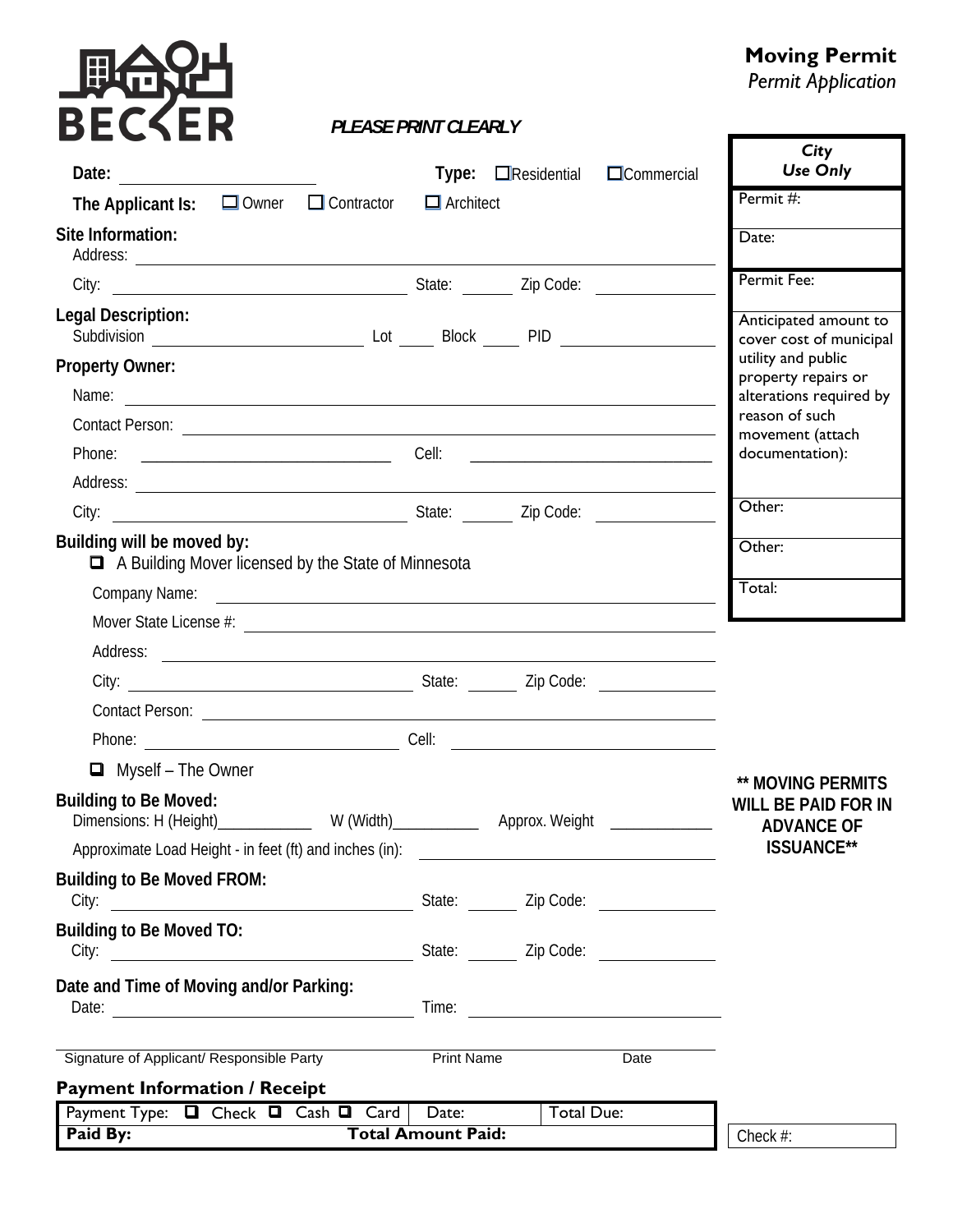BECKER

# Moving Permit

*Permit Application*

***PLEASE PRINT CLEARLY***

**Date:** ______________________ **Type:** ☐ Residential ☐ Commercial

**The Applicant Is:** ☐ Owner ☐ Contractor ☐ Architect

**Site Information:**

Address: ________________________________________________

City: ______________________ State: ______ Zip Code: __________

**Legal Description:**

Subdivision ______________________ Lot _____ Block _____ PID ______________

**Property Owner:**

Name: ________________________________________________

Contact Person: ________________________________________________

Phone: ______________________ Cell: ______________________

Address: ________________________________________________

City: ______________________ State: ______ Zip Code: __________

**Building will be moved by:**

☐ A Building Mover licensed by the State of Minnesota

Company Name: ________________________________________________

Mover State License #: ________________________________________________

Address: ________________________________________________

City: ______________________ State: ______ Zip Code: __________

Contact Person: ________________________________________________

Phone: ______________________ Cell: ______________________

☐ Myself – The Owner

**Building to Be Moved:**

Dimensions: H (Height)____________ W (Width)___________ Approx. Weight ____________

Approximate Load Height - in feet (ft) and inches (in): ______________________

**Building to Be Moved FROM:**

City: ______________________ State: ______ Zip Code: __________

**Building to Be Moved TO:**

City: ______________________ State: ______ Zip Code: __________

**Date and Time of Moving and/or Parking:**

Date: ______________________ Time: ______________________

______________________________________________________________

Signature of Applicant/ Responsible Party Print Name Date

| ***City Use Only*** |
|---|
| Permit #: |
| Date: |
| Permit Fee: |
| Anticipated amount to cover cost of municipal utility and public property repairs or alterations required by reason of such movement (attach documentation): |
| Other: |
| Other: |
| Total: |

**\*\* MOVING PERMITS WILL BE PAID FOR IN ADVANCE OF ISSUANCE\*\***

### Payment Information / Receipt

| Payment Type: ☐ Check ☐ Cash ☐ Card | Date: | Total Due: |
|---|---|---|
| **Paid By:** | **Total Amount Paid:** | |

Check #: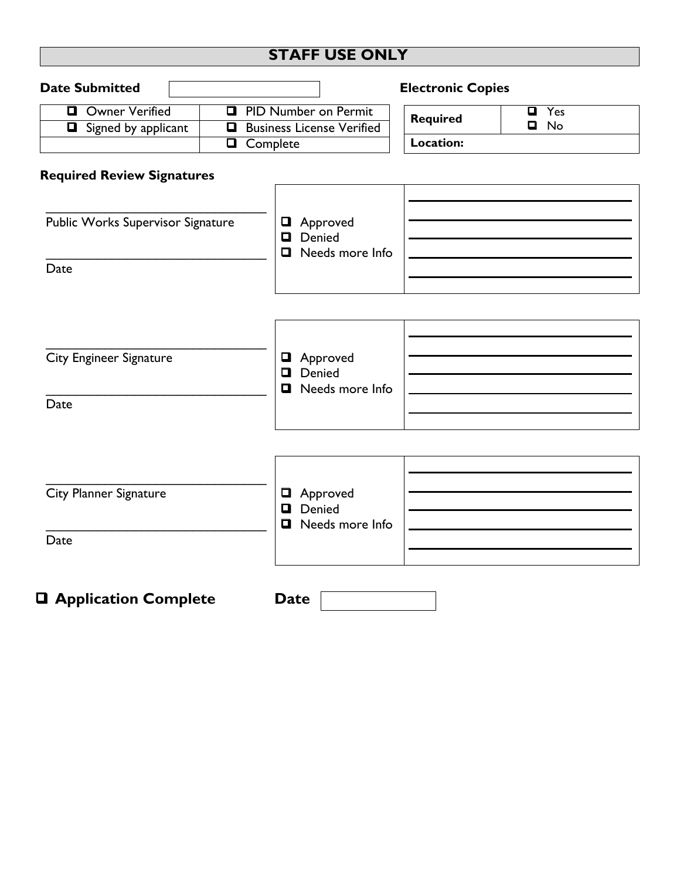## STAFF USE ONLY

**Date Submitted** \_\_\_\_\_\_\_\_\_\_\_\_\_\_\_\_

| | |
|---|---|
| ❑ Owner Verified | ❑ PID Number on Permit |
| ❑ Signed by applicant | ❑ Business License Verified |
| | ❑ Complete |

**Electronic Copies**

| | |
|---|---|
| **Required** | ❑ Yes<br>❑ No |
| **Location:** | |

**Required Review Signatures**

\_\_\_\_\_\_\_\_\_\_\_\_\_\_\_\_\_\_\_\_\_\_\_\_\_\_\_\_\_\_\_\_

Public Works Supervisor Signature

\_\_\_\_\_\_\_\_\_\_\_\_\_\_\_\_\_\_\_\_\_\_\_\_\_\_\_\_\_\_\_\_

Date

| | |
|---|---|
| ❑ Approved<br>❑ Denied<br>❑ Needs more Info | |

\_\_\_\_\_\_\_\_\_\_\_\_\_\_\_\_\_\_\_\_\_\_\_\_\_\_\_\_\_\_\_\_

City Engineer Signature

\_\_\_\_\_\_\_\_\_\_\_\_\_\_\_\_\_\_\_\_\_\_\_\_\_\_\_\_\_\_\_\_

Date

| | |
|---|---|
| ❑ Approved<br>❑ Denied<br>❑ Needs more Info | |

\_\_\_\_\_\_\_\_\_\_\_\_\_\_\_\_\_\_\_\_\_\_\_\_\_\_\_\_\_\_\_\_

City Planner Signature

\_\_\_\_\_\_\_\_\_\_\_\_\_\_\_\_\_\_\_\_\_\_\_\_\_\_\_\_\_\_\_\_

Date

| | |
|---|---|
| ❑ Approved<br>❑ Denied<br>❑ Needs more Info | |

**❑ Application Complete** **Date** \_\_\_\_\_\_\_\_\_\_\_\_\_\_\_\_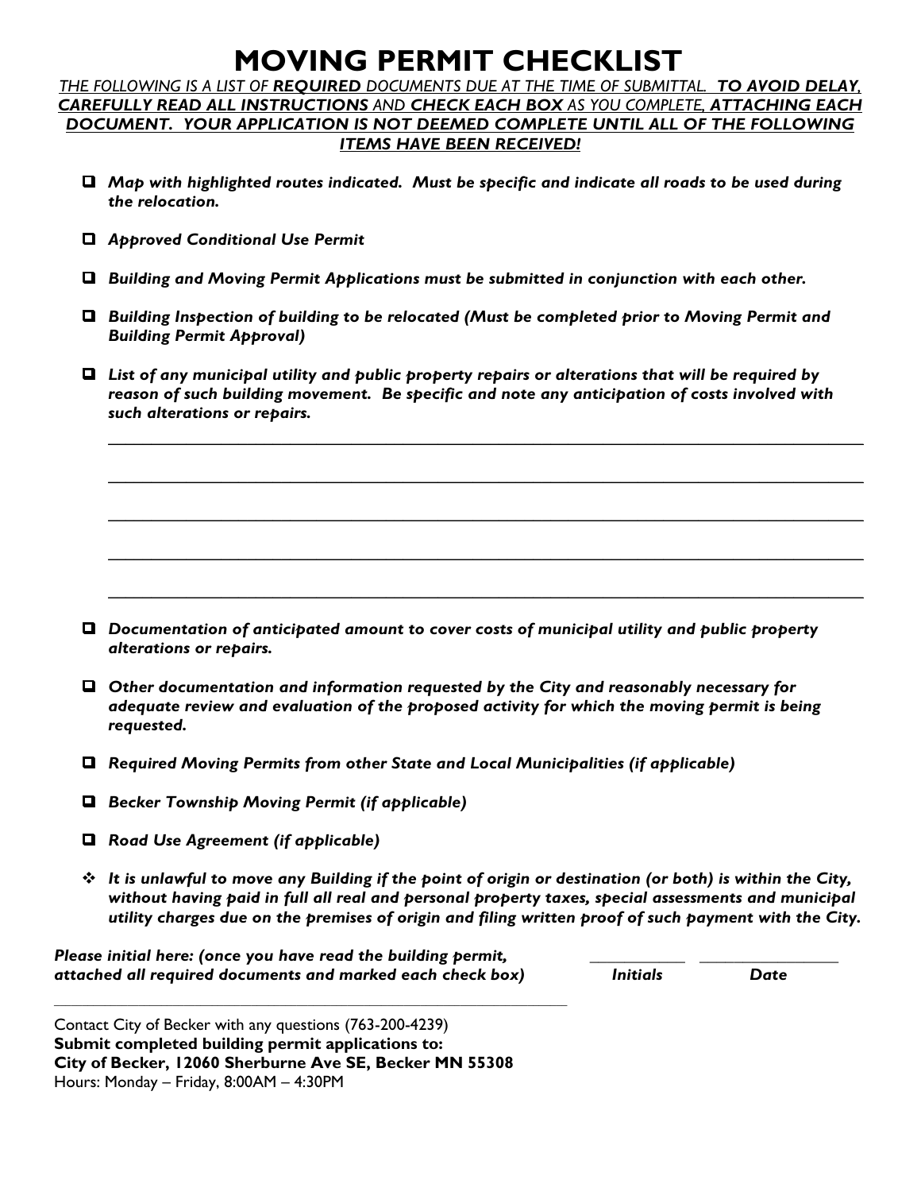# MOVING PERMIT CHECKLIST

*THE FOLLOWING IS A LIST OF **REQUIRED** DOCUMENTS DUE AT THE TIME OF SUBMITTAL. **TO AVOID DELAY, CAREFULLY READ ALL INSTRUCTIONS** AND **CHECK EACH BOX** AS YOU COMPLETE, **ATTACHING EACH DOCUMENT. YOUR APPLICATION IS NOT DEEMED COMPLETE UNTIL ALL OF THE FOLLOWING ITEMS HAVE BEEN RECEIVED!***

- ☐ ***Map with highlighted routes indicated. Must be specific and indicate all roads to be used during the relocation.***
- ☐ ***Approved Conditional Use Permit***
- ☐ ***Building and Moving Permit Applications must be submitted in conjunction with each other.***
- ☐ ***Building Inspection of building to be relocated (Must be completed prior to Moving Permit and Building Permit Approval)***
- ☐ ***List of any municipal utility and public property repairs or alterations that will be required by reason of such building movement. Be specific and note any anticipation of costs involved with such alterations or repairs.***

  ______________________________________________________________________________

  ______________________________________________________________________________

  ______________________________________________________________________________

  ______________________________________________________________________________

  ______________________________________________________________________________

- ☐ ***Documentation of anticipated amount to cover costs of municipal utility and public property alterations or repairs.***
- ☐ ***Other documentation and information requested by the City and reasonably necessary for adequate review and evaluation of the proposed activity for which the moving permit is being requested.***
- ☐ ***Required Moving Permits from other State and Local Municipalities (if applicable)***
- ☐ ***Becker Township Moving Permit (if applicable)***
- ☐ ***Road Use Agreement (if applicable)***
- ❖ ***It is unlawful to move any Building if the point of origin or destination (or both) is within the City, without having paid in full all real and personal property taxes, special assessments and municipal utility charges due on the premises of origin and filing written proof of such payment with the City.***

***Please initial here: (once you have read the building permit, attached all required documents and marked each check box)*** ____________ ________________

***Initials*** ***Date***

Contact City of Becker with any questions (763-200-4239)
**Submit completed building permit applications to:**
**City of Becker, 12060 Sherburne Ave SE, Becker MN 55308**
Hours: Monday – Friday, 8:00AM – 4:30PM